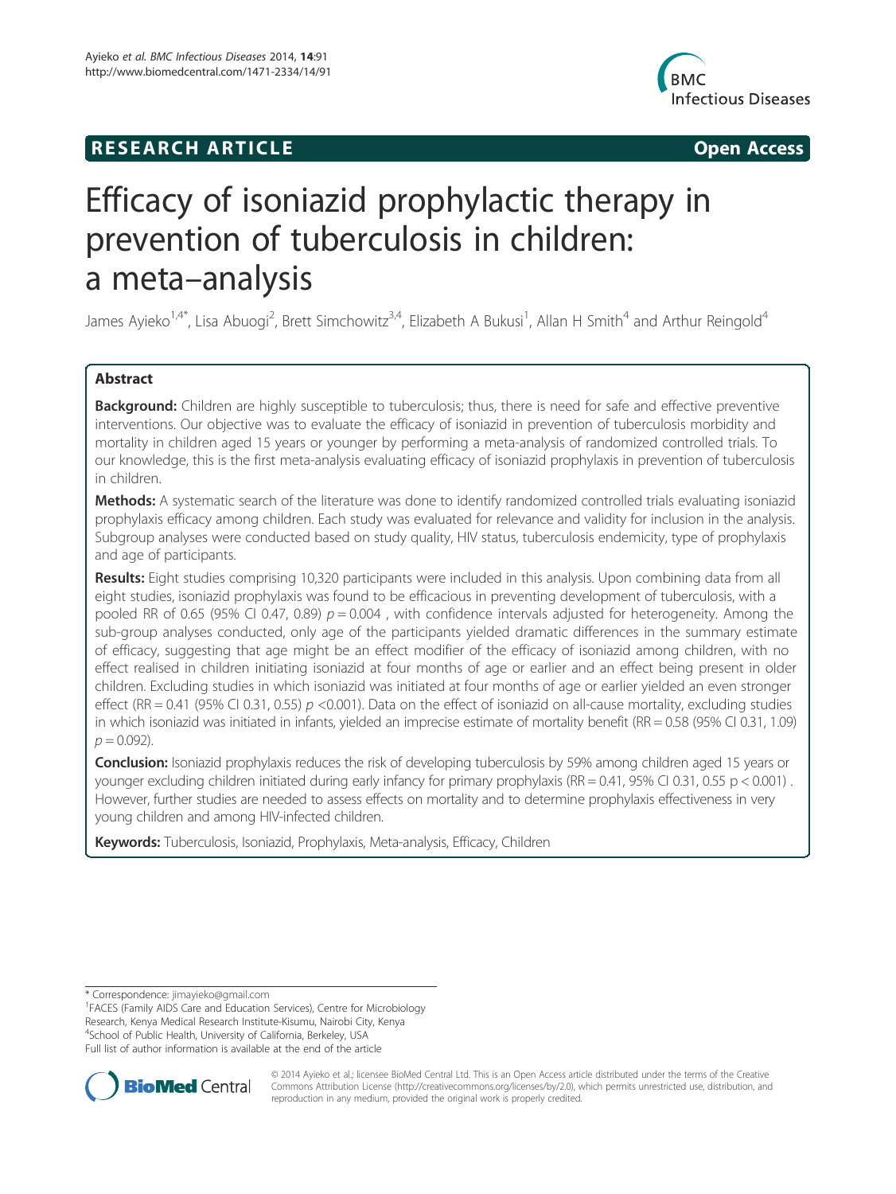RESEARCH ARTICLE **Open Access**

# Efficacy of isoniazid prophylactic therapy in prevention of tuberculosis in children: a meta–analysis

James Ayieko[1,4*], Lisa Abuogi[2], Brett Simchowitz[3,4], Elizabeth A Bukusi[1], Allan H Smith[4] and Arthur Reingold[4]

## Abstract

**Background:** Children are highly susceptible to tuberculosis; thus, there is need for safe and effective preventive interventions. Our objective was to evaluate the efficacy of isoniazid in prevention of tuberculosis morbidity and mortality in children aged 15 years or younger by performing a meta-analysis of randomized controlled trials. To our knowledge, this is the first meta-analysis evaluating efficacy of isoniazid prophylaxis in prevention of tuberculosis in children.

**Methods:** A systematic search of the literature was done to identify randomized controlled trials evaluating isoniazid prophylaxis efficacy among children. Each study was evaluated for relevance and validity for inclusion in the analysis. Subgroup analyses were conducted based on study quality, HIV status, tuberculosis endemicity, type of prophylaxis and age of participants.

**Results:** Eight studies comprising 10,320 participants were included in this analysis. Upon combining data from all eight studies, isoniazid prophylaxis was found to be efficacious in preventing development of tuberculosis, with a pooled RR of 0.65 (95% CI 0.47, 0.89) $p = 0.004$ , with confidence intervals adjusted for heterogeneity. Among the sub-group analyses conducted, only age of the participants yielded dramatic differences in the summary estimate of efficacy, suggesting that age might be an effect modifier of the efficacy of isoniazid among children, with no effect realised in children initiating isoniazid at four months of age or earlier and an effect being present in older children. Excluding studies in which isoniazid was initiated at four months of age or earlier yielded an even stronger effect (RR = 0.41 (95% CI 0.31, 0.55) $p$ <0.001). Data on the effect of isoniazid on all-cause mortality, excluding studies in which isoniazid was initiated in infants, yielded an imprecise estimate of mortality benefit (RR = 0.58 (95% CI 0.31, 1.09) $p = 0.092$).

**Conclusion:** Isoniazid prophylaxis reduces the risk of developing tuberculosis by 59% among children aged 15 years or younger excluding children initiated during early infancy for primary prophylaxis (RR = 0.41, 95% CI 0.31, 0.55 p < 0.001) . However, further studies are needed to assess effects on mortality and to determine prophylaxis effectiveness in very young children and among HIV-infected children.

**Keywords:** Tuberculosis, Isoniazid, Prophylaxis, Meta-analysis, Efficacy, Children

\* Correspondence: jimayieko@gmail.com
[1]FACES (Family AIDS Care and Education Services), Centre for Microbiology Research, Kenya Medical Research Institute-Kisumu, Nairobi City, Kenya
[4]School of Public Health, University of California, Berkeley, USA
Full list of author information is available at the end of the article

© 2014 Ayieko et al.; licensee BioMed Central Ltd. This is an Open Access article distributed under the terms of the Creative Commons Attribution License (http://creativecommons.org/licenses/by/2.0), which permits unrestricted use, distribution, and reproduction in any medium, provided the original work is properly credited.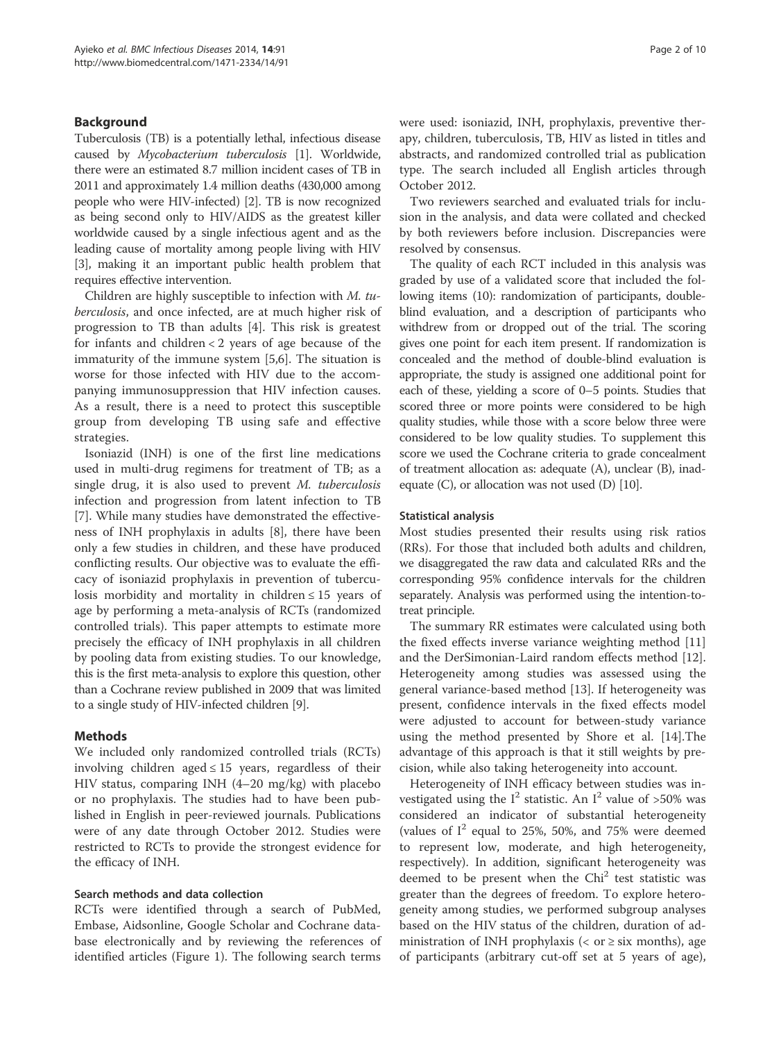## Background

Tuberculosis (TB) is a potentially lethal, infectious disease caused by *Mycobacterium tuberculosis* [1]. Worldwide, there were an estimated 8.7 million incident cases of TB in 2011 and approximately 1.4 million deaths (430,000 among people who were HIV-infected) [2]. TB is now recognized as being second only to HIV/AIDS as the greatest killer worldwide caused by a single infectious agent and as the leading cause of mortality among people living with HIV [3], making it an important public health problem that requires effective intervention.

Children are highly susceptible to infection with *M. tuberculosis*, and once infected, are at much higher risk of progression to TB than adults [4]. This risk is greatest for infants and children < 2 years of age because of the immaturity of the immune system [5,6]. The situation is worse for those infected with HIV due to the accompanying immunosuppression that HIV infection causes. As a result, there is a need to protect this susceptible group from developing TB using safe and effective strategies.

Isoniazid (INH) is one of the first line medications used in multi-drug regimens for treatment of TB; as a single drug, it is also used to prevent *M. tuberculosis* infection and progression from latent infection to TB [7]. While many studies have demonstrated the effectiveness of INH prophylaxis in adults [8], there have been only a few studies in children, and these have produced conflicting results. Our objective was to evaluate the efficacy of isoniazid prophylaxis in prevention of tuberculosis morbidity and mortality in children ≤ 15 years of age by performing a meta-analysis of RCTs (randomized controlled trials). This paper attempts to estimate more precisely the efficacy of INH prophylaxis in all children by pooling data from existing studies. To our knowledge, this is the first meta-analysis to explore this question, other than a Cochrane review published in 2009 that was limited to a single study of HIV-infected children [9].

## Methods

We included only randomized controlled trials (RCTs) involving children aged ≤ 15 years, regardless of their HIV status, comparing INH (4–20 mg/kg) with placebo or no prophylaxis. The studies had to have been published in English in peer-reviewed journals. Publications were of any date through October 2012. Studies were restricted to RCTs to provide the strongest evidence for the efficacy of INH.

### Search methods and data collection

RCTs were identified through a search of PubMed, Embase, Aidsonline, Google Scholar and Cochrane database electronically and by reviewing the references of identified articles (Figure 1). The following search terms were used: isoniazid, INH, prophylaxis, preventive therapy, children, tuberculosis, TB, HIV as listed in titles and abstracts, and randomized controlled trial as publication type. The search included all English articles through October 2012.

Two reviewers searched and evaluated trials for inclusion in the analysis, and data were collated and checked by both reviewers before inclusion. Discrepancies were resolved by consensus.

The quality of each RCT included in this analysis was graded by use of a validated score that included the following items (10): randomization of participants, double-blind evaluation, and a description of participants who withdrew from or dropped out of the trial. The scoring gives one point for each item present. If randomization is concealed and the method of double-blind evaluation is appropriate, the study is assigned one additional point for each of these, yielding a score of 0–5 points. Studies that scored three or more points were considered to be high quality studies, while those with a score below three were considered to be low quality studies. To supplement this score we used the Cochrane criteria to grade concealment of treatment allocation as: adequate (A), unclear (B), inadequate (C), or allocation was not used (D) [10].

### Statistical analysis

Most studies presented their results using risk ratios (RRs). For those that included both adults and children, we disaggregated the raw data and calculated RRs and the corresponding 95% confidence intervals for the children separately. Analysis was performed using the intention-to-treat principle.

The summary RR estimates were calculated using both the fixed effects inverse variance weighting method [11] and the DerSimonian-Laird random effects method [12]. Heterogeneity among studies was assessed using the general variance-based method [13]. If heterogeneity was present, confidence intervals in the fixed effects model were adjusted to account for between-study variance using the method presented by Shore et al. [14].The advantage of this approach is that it still weights by precision, while also taking heterogeneity into account.

Heterogeneity of INH efficacy between studies was investigated using the $I^2$ statistic. An $I^2$ value of >50% was considered an indicator of substantial heterogeneity (values of $I^2$ equal to 25%, 50%, and 75% were deemed to represent low, moderate, and high heterogeneity, respectively). In addition, significant heterogeneity was deemed to be present when the $Chi^2$ test statistic was greater than the degrees of freedom. To explore heterogeneity among studies, we performed subgroup analyses based on the HIV status of the children, duration of administration of INH prophylaxis (< or ≥ six months), age of participants (arbitrary cut-off set at 5 years of age),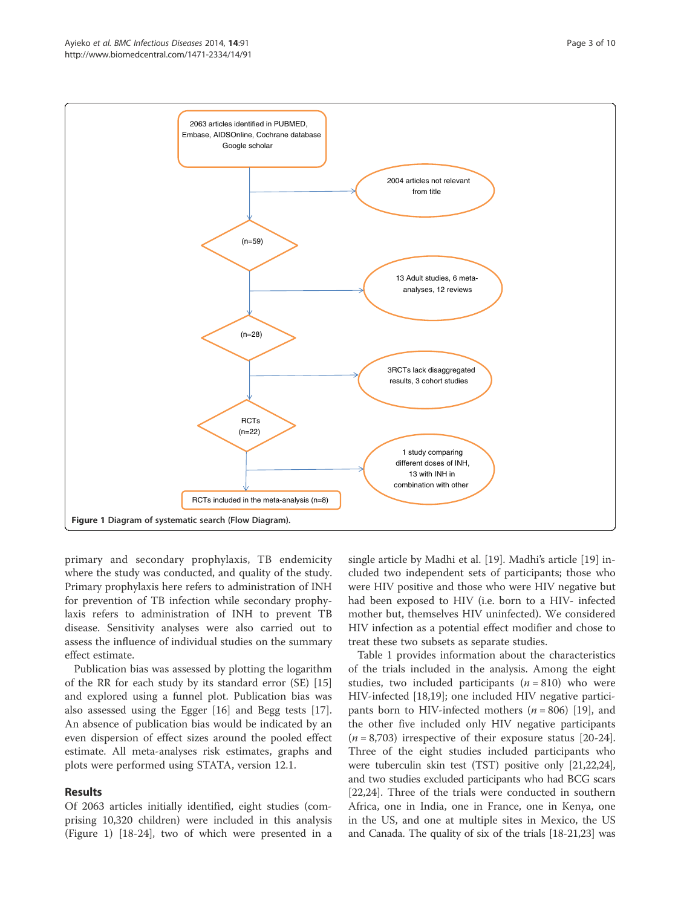2063 articles identified in PUBMED, Embase, AIDSOnline, Cochrane database Google scholar

2004 articles not relevant from title

(n=59)

13 Adult studies, 6 meta-analyses, 12 reviews

(n=28)

3RCTs lack disaggregated results, 3 cohort studies

RCTs (n=22)

1 study comparing different doses of INH, 13 with INH in combination with other

RCTs included in the meta-analysis (n=8)

**Figure 1** Diagram of systematic search (Flow Diagram).

primary and secondary prophylaxis, TB endemicity where the study was conducted, and quality of the study. Primary prophylaxis here refers to administration of INH for prevention of TB infection while secondary prophylaxis refers to administration of INH to prevent TB disease. Sensitivity analyses were also carried out to assess the influence of individual studies on the summary effect estimate.

Publication bias was assessed by plotting the logarithm of the RR for each study by its standard error (SE) [15] and explored using a funnel plot. Publication bias was also assessed using the Egger [16] and Begg tests [17]. An absence of publication bias would be indicated by an even dispersion of effect sizes around the pooled effect estimate. All meta-analyses risk estimates, graphs and plots were performed using STATA, version 12.1.

## Results

Of 2063 articles initially identified, eight studies (comprising 10,320 children) were included in this analysis (Figure 1) [18-24], two of which were presented in a single article by Madhi et al. [19]. Madhi's article [19] included two independent sets of participants; those who were HIV positive and those who were HIV negative but had been exposed to HIV (i.e. born to a HIV- infected mother but, themselves HIV uninfected). We considered HIV infection as a potential effect modifier and chose to treat these two subsets as separate studies.

Table 1 provides information about the characteristics of the trials included in the analysis. Among the eight studies, two included participants ($n = 810$) who were HIV-infected [18,19]; one included HIV negative participants born to HIV-infected mothers ($n = 806$) [19], and the other five included only HIV negative participants ($n = 8{,}703$) irrespective of their exposure status [20-24]. Three of the eight studies included participants who were tuberculin skin test (TST) positive only [21,22,24], and two studies excluded participants who had BCG scars [22,24]. Three of the trials were conducted in southern Africa, one in India, one in France, one in Kenya, one in the US, and one at multiple sites in Mexico, the US and Canada. The quality of six of the trials [18-21,23] was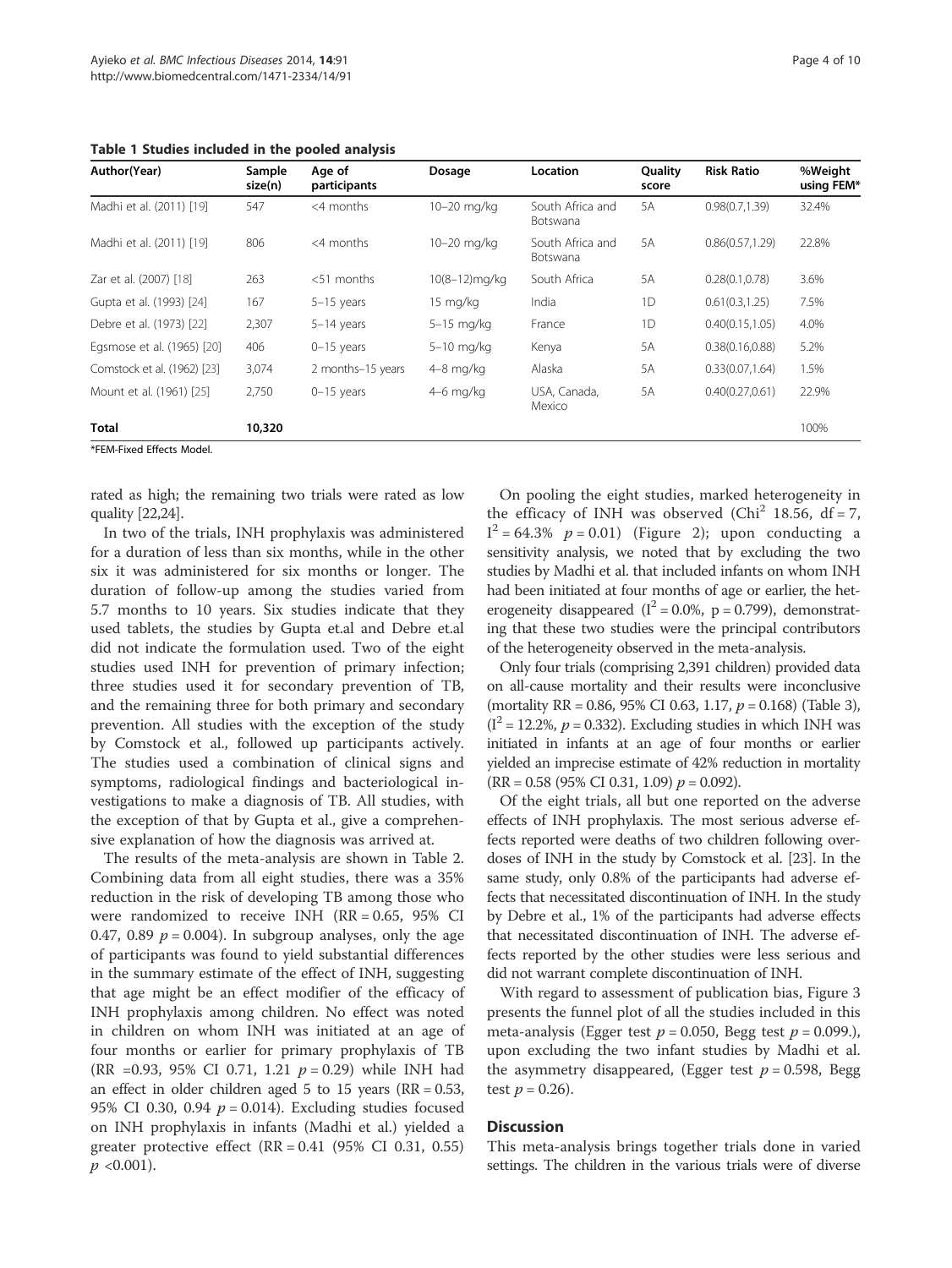**Table 1 Studies included in the pooled analysis**

| Author(Year) | Sample size(n) | Age of participants | Dosage | Location | Quality score | Risk Ratio | %Weight using FEM* |
|---|---|---|---|---|---|---|---|
| Madhi et al. (2011) [19] | 547 | <4 months | 10–20 mg/kg | South Africa and Botswana | 5A | 0.98(0.7,1.39) | 32.4% |
| Madhi et al. (2011) [19] | 806 | <4 months | 10–20 mg/kg | South Africa and Botswana | 5A | 0.86(0.57,1.29) | 22.8% |
| Zar et al. (2007) [18] | 263 | <51 months | 10(8–12)mg/kg | South Africa | 5A | 0.28(0.1,0.78) | 3.6% |
| Gupta et al. (1993) [24] | 167 | 5–15 years | 15 mg/kg | India | 1D | 0.61(0.3,1.25) | 7.5% |
| Debre et al. (1973) [22] | 2,307 | 5–14 years | 5–15 mg/kg | France | 1D | 0.40(0.15,1.05) | 4.0% |
| Egsmose et al. (1965) [20] | 406 | 0–15 years | 5–10 mg/kg | Kenya | 5A | 0.38(0.16,0.88) | 5.2% |
| Comstock et al. (1962) [23] | 3,074 | 2 months–15 years | 4–8 mg/kg | Alaska | 5A | 0.33(0.07,1.64) | 1.5% |
| Mount et al. (1961) [25] | 2,750 | 0–15 years | 4–6 mg/kg | USA, Canada, Mexico | 5A | 0.40(0.27,0.61) | 22.9% |
| **Total** | **10,320** | | | | | | 100% |

*FEM-Fixed Effects Model.

rated as high; the remaining two trials were rated as low quality [22,24].

In two of the trials, INH prophylaxis was administered for a duration of less than six months, while in the other six it was administered for six months or longer. The duration of follow-up among the studies varied from 5.7 months to 10 years. Six studies indicate that they used tablets, the studies by Gupta et.al and Debre et.al did not indicate the formulation used. Two of the eight studies used INH for prevention of primary infection; three studies used it for secondary prevention of TB, and the remaining three for both primary and secondary prevention. All studies with the exception of the study by Comstock et al., followed up participants actively. The studies used a combination of clinical signs and symptoms, radiological findings and bacteriological investigations to make a diagnosis of TB. All studies, with the exception of that by Gupta et al., give a comprehensive explanation of how the diagnosis was arrived at.

The results of the meta-analysis are shown in Table 2. Combining data from all eight studies, there was a 35% reduction in the risk of developing TB among those who were randomized to receive INH (RR = 0.65, 95% CI 0.47, 0.89 $p = 0.004$). In subgroup analyses, only the age of participants was found to yield substantial differences in the summary estimate of the effect of INH, suggesting that age might be an effect modifier of the efficacy of INH prophylaxis among children. No effect was noted in children on whom INH was initiated at an age of four months or earlier for primary prophylaxis of TB (RR =0.93, 95% CI 0.71, 1.21 $p = 0.29$) while INH had an effect in older children aged 5 to 15 years (RR = 0.53, 95% CI 0.30, 0.94 $p = 0.014$). Excluding studies focused on INH prophylaxis in infants (Madhi et al.) yielded a greater protective effect (RR = 0.41 (95% CI 0.31, 0.55) $p < 0.001$).

On pooling the eight studies, marked heterogeneity in the efficacy of INH was observed ($Chi^2$ 18.56, df = 7, $I^2 = 64.3\%$ $p = 0.01$) (Figure 2); upon conducting a sensitivity analysis, we noted that by excluding the two studies by Madhi et al. that included infants on whom INH had been initiated at four months of age or earlier, the heterogeneity disappeared ($I^2 = 0.0\%$, p = 0.799), demonstrating that these two studies were the principal contributors of the heterogeneity observed in the meta-analysis.

Only four trials (comprising 2,391 children) provided data on all-cause mortality and their results were inconclusive (mortality RR = 0.86, 95% CI 0.63, 1.17, $p = 0.168$) (Table 3), ($I^2 = 12.2\%$, $p = 0.332$). Excluding studies in which INH was initiated in infants at an age of four months or earlier yielded an imprecise estimate of 42% reduction in mortality (RR = 0.58 (95% CI 0.31, 1.09) $p = 0.092$).

Of the eight trials, all but one reported on the adverse effects of INH prophylaxis. The most serious adverse effects reported were deaths of two children following overdoses of INH in the study by Comstock et al. [23]. In the same study, only 0.8% of the participants had adverse effects that necessitated discontinuation of INH. In the study by Debre et al., 1% of the participants had adverse effects that necessitated discontinuation of INH. The adverse effects reported by the other studies were less serious and did not warrant complete discontinuation of INH.

With regard to assessment of publication bias, Figure 3 presents the funnel plot of all the studies included in this meta-analysis (Egger test $p = 0.050$, Begg test $p = 0.099$.), upon excluding the two infant studies by Madhi et al. the asymmetry disappeared, (Egger test $p = 0.598$, Begg test $p = 0.26$).

## Discussion

This meta-analysis brings together trials done in varied settings. The children in the various trials were of diverse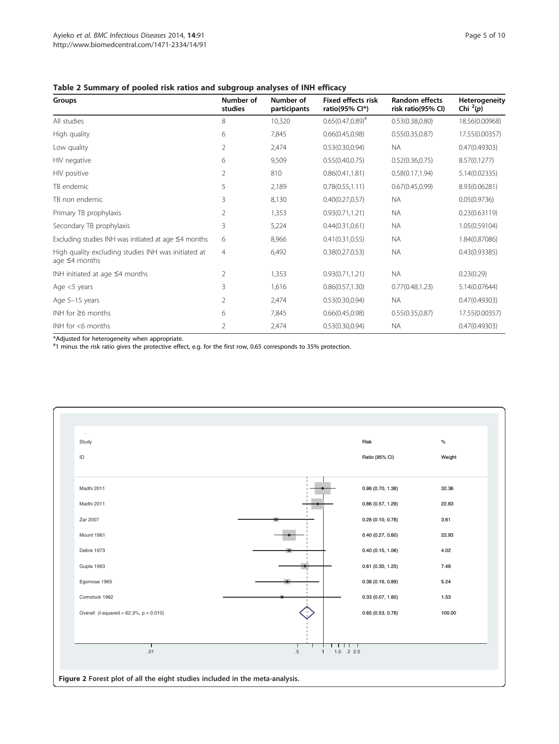**Table 2 Summary of pooled risk ratios and subgroup analyses of INH efficacy**

| Groups | Number of studies | Number of participants | Fixed effects risk ratio(95% CI*) | Random effects risk ratio(95% CI) | Heterogeneity Chi $^2$(p) |
|---|---|---|---|---|---|
| All studies | 8 | 10,320 | 0.65(0.47,0.89)[#] | 0.53(0.38,0.80) | 18.56(0.00968) |
| High quality | 6 | 7,845 | 0.66(0.45,0.98) | 0.55(0.35,0.87) | 17.55(0.00357) |
| Low quality | 2 | 2,474 | 0.53(0.30,0.94) | NA | 0.47(0.49303) |
| HIV negative | 6 | 9,509 | 0.55(0.40,0.75) | 0.52(0.36,0.75) | 8.57(0.1277) |
| HIV positive | 2 | 810 | 0.86(0.41,1.81) | 0.58(0.17,1.94) | 5.14(0.02335) |
| TB endemic | 5 | 2,189 | 0.78(0.55,1.11) | 0.67(0.45,0.99) | 8.93(0.06281) |
| TB non endemic | 3 | 8,130 | 0.40(0.27,0.57) | NA | 0.05(0.9736) |
| Primary TB prophylaxis | 2 | 1,353 | 0.93(0.71,1.21) | NA | 0.23(0.63119) |
| Secondary TB prophylaxis | 3 | 5,224 | 0.44(0.31,0.61) | NA | 1.05(0.59104) |
| Excluding studies INH was initiated at age ≤4 months | 6 | 8,966 | 0.41(0.31,0.55) | NA | 1.84(0.87086) |
| High quality excluding studies INH was initiated at age ≤4 months | 4 | 6,492 | 0.38(0.27.0.53) | NA | 0.43(0.93385) |
| INH initiated at age ≤4 months | 2 | 1,353 | 0.93(0.71,1.21) | NA | 0.23(0.29) |
| Age <5 years | 3 | 1,616 | 0.86(0.57,1.30) | 0.77(0.48,1.23) | 5.14(0.07644) |
| Age 5–15 years | 2 | 2,474 | 0.53(0.30,0.94) | NA | 0.47(0.49303) |
| INH for ≥6 months | 6 | 7,845 | 0.66(0.45,0.98) | 0.55(0.35,0.87) | 17.55(0.00357) |
| INH for <6 months | 2 | 2,474 | 0.53(0.30,0.94) | NA | 0.47(0.49303) |

*Adjusted for heterogeneity when appropriate.
[#]1 minus the risk ratio gives the protective effect, e.g. for the first row, 0.65 corresponds to 35% protection.

| Study ID | Risk Ratio (95% CI) | % Weight |
|---|---|---|
| Madhi 2011 | 0.98 (0.70, 1.38) | 32.36 |
| Madhi 2011 | 0.86 (0.57, 1.29) | 22.83 |
| Zar 2007 | 0.28 (0.10, 0.78) | 3.61 |
| Mount 1961 | 0.40 (0.27, 0.60) | 22.93 |
| Debre 1973 | 0.40 (0.15, 1.06) | 4.02 |
| Gupta 1993 | 0.61 (0.30, 1.25) | 7.48 |
| Egsmose 1965 | 0.38 (0.16, 0.89) | 5.24 |
| Comstock 1962 | 0.33 (0.07, 1.60) | 1.53 |
| Overall (I-squared = 62.3%, p = 0.010) | 0.65 (0.53, 0.78) | 100.00 |

**Figure 2** Forest plot of all the eight studies included in the meta-analysis.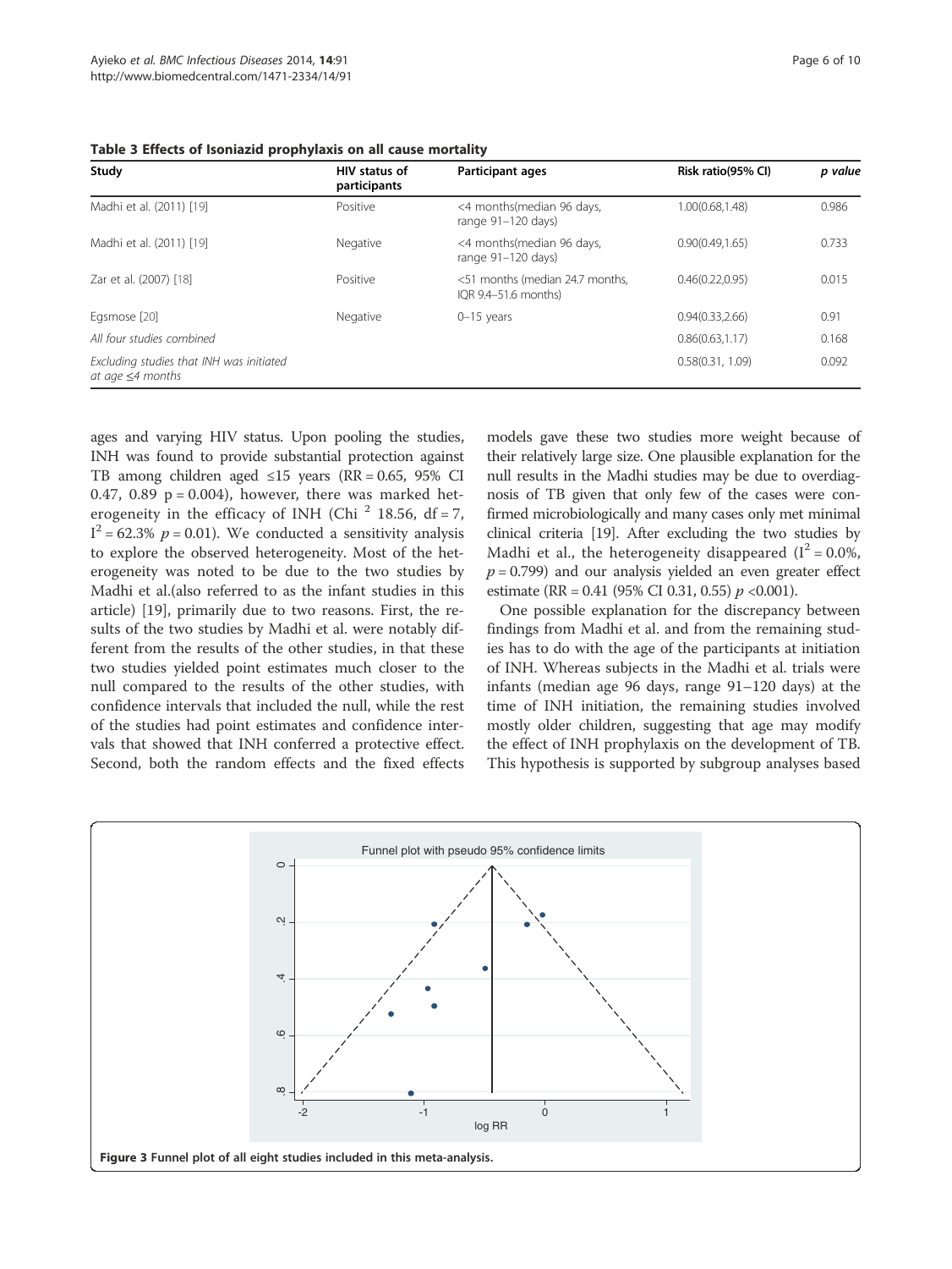**Table 3 Effects of Isoniazid prophylaxis on all cause mortality**

| Study | HIV status of participants | Participant ages | Risk ratio(95% CI) | *p value* |
|---|---|---|---|---|
| Madhi et al. (2011) [19] | Positive | <4 months(median 96 days, range 91–120 days) | 1.00(0.68,1.48) | 0.986 |
| Madhi et al. (2011) [19] | Negative | <4 months(median 96 days, range 91–120 days) | 0.90(0.49,1.65) | 0.733 |
| Zar et al. (2007) [18] | Positive | <51 months (median 24.7 months, IQR 9.4–51.6 months) | 0.46(0.22,0.95) | 0.015 |
| Egsmose [20] | Negative | 0–15 years | 0.94(0.33,2.66) | 0.91 |
| *All four studies combined* | | | 0.86(0.63,1.17) | 0.168 |
| *Excluding studies that INH was initiated at age ≤4 months* | | | 0.58(0.31, 1.09) | 0.092 |

ages and varying HIV status. Upon pooling the studies, INH was found to provide substantial protection against TB among children aged ≤15 years (RR = 0.65, 95% CI 0.47, 0.89 p = 0.004), however, there was marked heterogeneity in the efficacy of INH (Chi $^2$ 18.56, df = 7, $I^2 = 62.3\%$ $p = 0.01$). We conducted a sensitivity analysis to explore the observed heterogeneity. Most of the heterogeneity was noted to be due to the two studies by Madhi et al.(also referred to as the infant studies in this article) [19], primarily due to two reasons. First, the results of the two studies by Madhi et al. were notably different from the results of the other studies, in that these two studies yielded point estimates much closer to the null compared to the results of the other studies, with confidence intervals that included the null, while the rest of the studies had point estimates and confidence intervals that showed that INH conferred a protective effect. Second, both the random effects and the fixed effects models gave these two studies more weight because of their relatively large size. One plausible explanation for the null results in the Madhi studies may be due to overdiagnosis of TB given that only few of the cases were confirmed microbiologically and many cases only met minimal clinical criteria [19]. After excluding the two studies by Madhi et al., the heterogeneity disappeared ($I^2 = 0.0\%$, $p = 0.799$) and our analysis yielded an even greater effect estimate (RR = 0.41 (95% CI 0.31, 0.55) $p < 0.001$).

One possible explanation for the discrepancy between findings from Madhi et al. and from the remaining studies has to do with the age of the participants at initiation of INH. Whereas subjects in the Madhi et al. trials were infants (median age 96 days, range 91–120 days) at the time of INH initiation, the remaining studies involved mostly older children, suggesting that age may modify the effect of INH prophylaxis on the development of TB. This hypothesis is supported by subgroup analyses based

**Figure 3** Funnel plot of all eight studies included in this meta-analysis.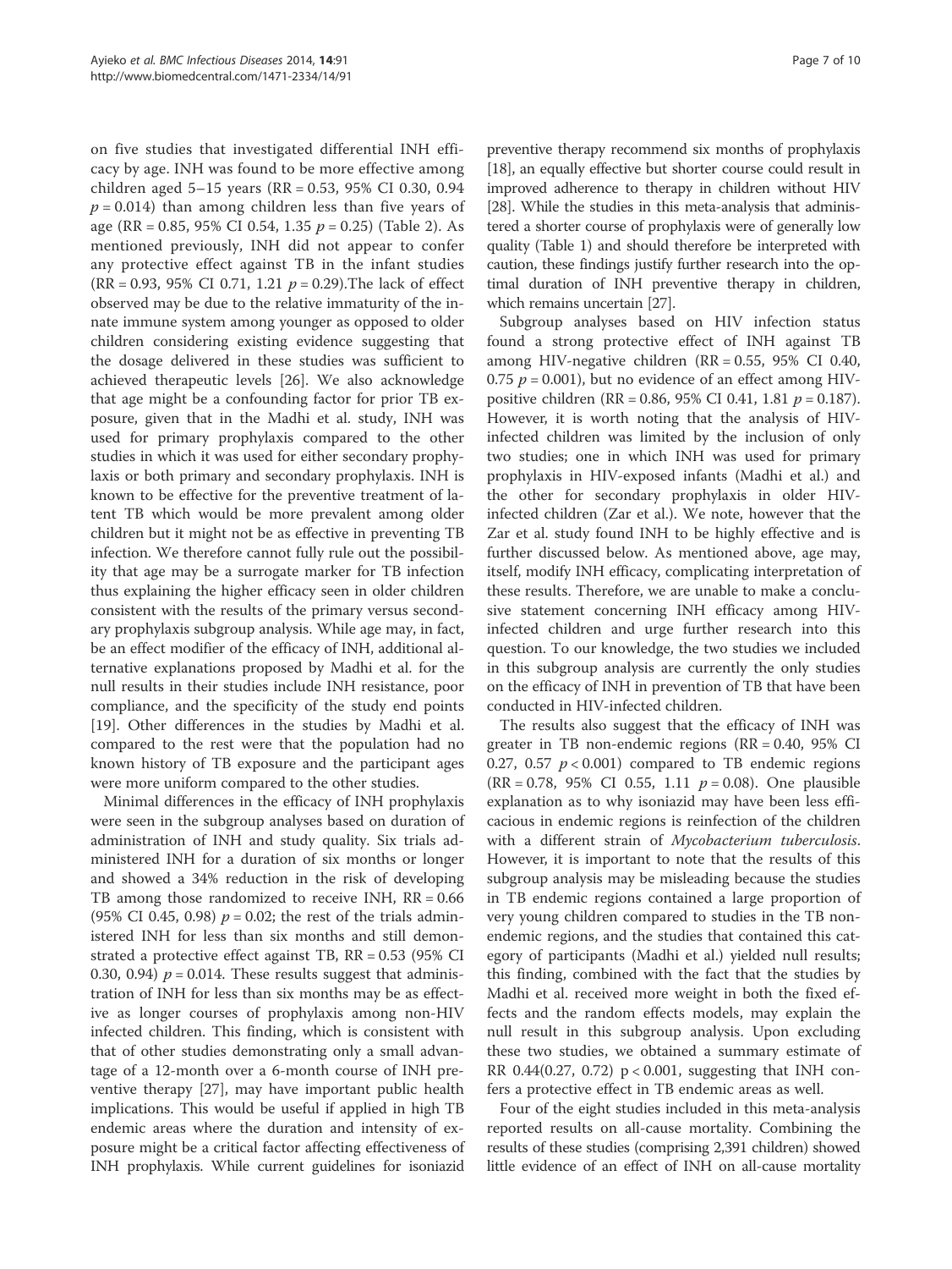on five studies that investigated differential INH efficacy by age. INH was found to be more effective among children aged 5–15 years (RR = 0.53, 95% CI 0.30, 0.94 $p = 0.014$) than among children less than five years of age (RR = 0.85, 95% CI 0.54, 1.35 $p = 0.25$) (Table 2). As mentioned previously, INH did not appear to confer any protective effect against TB in the infant studies (RR = 0.93, 95% CI 0.71, 1.21 $p = 0.29$).The lack of effect observed may be due to the relative immaturity of the innate immune system among younger as opposed to older children considering existing evidence suggesting that the dosage delivered in these studies was sufficient to achieved therapeutic levels [26]. We also acknowledge that age might be a confounding factor for prior TB exposure, given that in the Madhi et al. study, INH was used for primary prophylaxis compared to the other studies in which it was used for either secondary prophylaxis or both primary and secondary prophylaxis. INH is known to be effective for the preventive treatment of latent TB which would be more prevalent among older children but it might not be as effective in preventing TB infection. We therefore cannot fully rule out the possibility that age may be a surrogate marker for TB infection thus explaining the higher efficacy seen in older children consistent with the results of the primary versus secondary prophylaxis subgroup analysis. While age may, in fact, be an effect modifier of the efficacy of INH, additional alternative explanations proposed by Madhi et al. for the null results in their studies include INH resistance, poor compliance, and the specificity of the study end points [19]. Other differences in the studies by Madhi et al. compared to the rest were that the population had no known history of TB exposure and the participant ages were more uniform compared to the other studies.

Minimal differences in the efficacy of INH prophylaxis were seen in the subgroup analyses based on duration of administration of INH and study quality. Six trials administered INH for a duration of six months or longer and showed a 34% reduction in the risk of developing TB among those randomized to receive INH, RR = 0.66 (95% CI 0.45, 0.98) $p = 0.02$; the rest of the trials administered INH for less than six months and still demonstrated a protective effect against TB, RR = 0.53 (95% CI 0.30, 0.94) $p = 0.014$. These results suggest that administration of INH for less than six months may be as effective as longer courses of prophylaxis among non-HIV infected children. This finding, which is consistent with that of other studies demonstrating only a small advantage of a 12-month over a 6-month course of INH preventive therapy [27], may have important public health implications. This would be useful if applied in high TB endemic areas where the duration and intensity of exposure might be a critical factor affecting effectiveness of INH prophylaxis. While current guidelines for isoniazid preventive therapy recommend six months of prophylaxis [18], an equally effective but shorter course could result in improved adherence to therapy in children without HIV [28]. While the studies in this meta-analysis that administered a shorter course of prophylaxis were of generally low quality (Table 1) and should therefore be interpreted with caution, these findings justify further research into the optimal duration of INH preventive therapy in children, which remains uncertain [27].

Subgroup analyses based on HIV infection status found a strong protective effect of INH against TB among HIV-negative children (RR = 0.55, 95% CI 0.40, 0.75 $p = 0.001$), but no evidence of an effect among HIV-positive children (RR = 0.86, 95% CI 0.41, 1.81 $p = 0.187$). However, it is worth noting that the analysis of HIV-infected children was limited by the inclusion of only two studies; one in which INH was used for primary prophylaxis in HIV-exposed infants (Madhi et al.) and the other for secondary prophylaxis in older HIV-infected children (Zar et al.). We note, however that the Zar et al. study found INH to be highly effective and is further discussed below. As mentioned above, age may, itself, modify INH efficacy, complicating interpretation of these results. Therefore, we are unable to make a conclusive statement concerning INH efficacy among HIV-infected children and urge further research into this question. To our knowledge, the two studies we included in this subgroup analysis are currently the only studies on the efficacy of INH in prevention of TB that have been conducted in HIV-infected children.

The results also suggest that the efficacy of INH was greater in TB non-endemic regions (RR = 0.40, 95% CI 0.27, 0.57 $p < 0.001$) compared to TB endemic regions (RR = 0.78, 95% CI 0.55, 1.11 $p = 0.08$). One plausible explanation as to why isoniazid may have been less efficacious in endemic regions is reinfection of the children with a different strain of *Mycobacterium tuberculosis*. However, it is important to note that the results of this subgroup analysis may be misleading because the studies in TB endemic regions contained a large proportion of very young children compared to studies in the TB non-endemic regions, and the studies that contained this category of participants (Madhi et al.) yielded null results; this finding, combined with the fact that the studies by Madhi et al. received more weight in both the fixed effects and the random effects models, may explain the null result in this subgroup analysis. Upon excluding these two studies, we obtained a summary estimate of RR 0.44(0.27, 0.72) $p < 0.001$, suggesting that INH confers a protective effect in TB endemic areas as well.

Four of the eight studies included in this meta-analysis reported results on all-cause mortality. Combining the results of these studies (comprising 2,391 children) showed little evidence of an effect of INH on all-cause mortality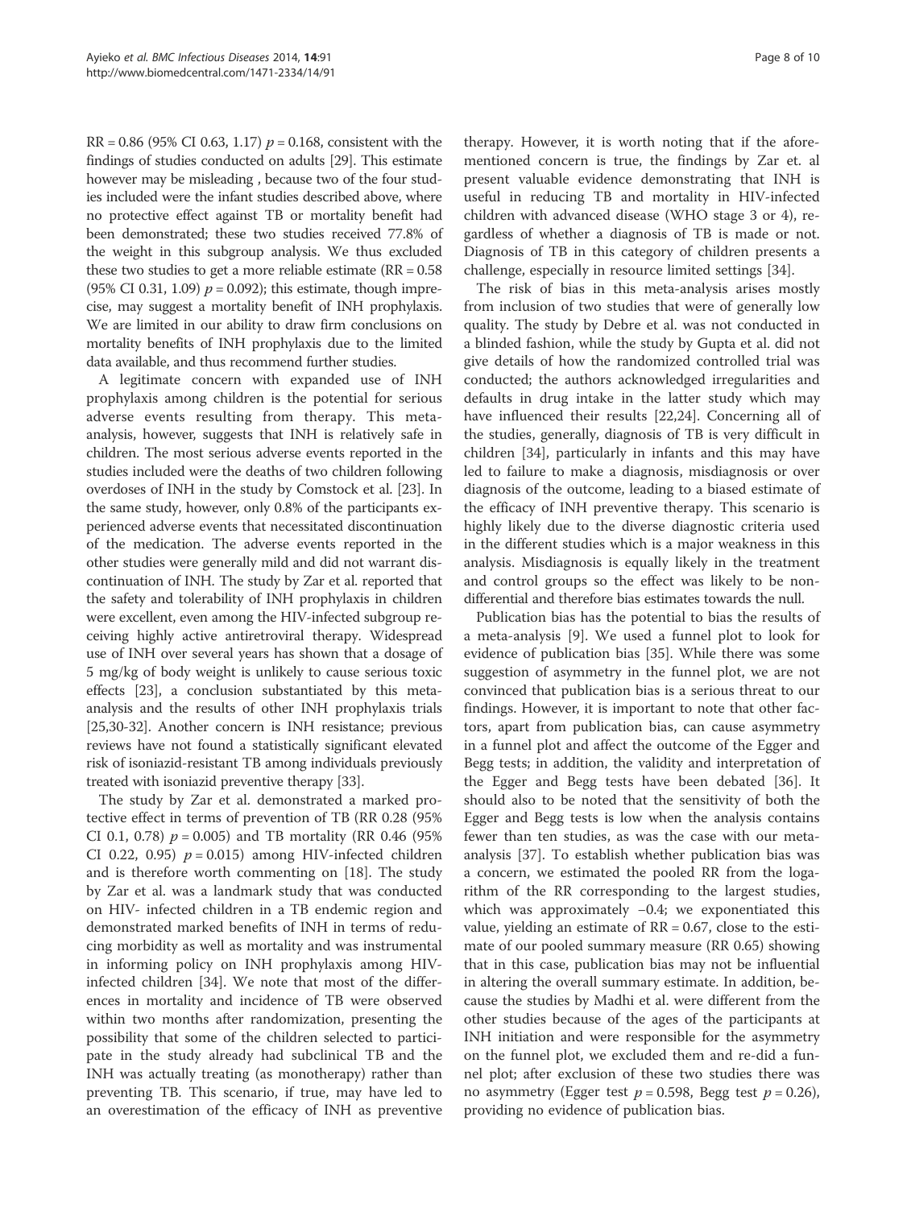RR = 0.86 (95% CI 0.63, 1.17) $p = 0.168$, consistent with the findings of studies conducted on adults [29]. This estimate however may be misleading , because two of the four studies included were the infant studies described above, where no protective effect against TB or mortality benefit had been demonstrated; these two studies received 77.8% of the weight in this subgroup analysis. We thus excluded these two studies to get a more reliable estimate (RR = 0.58 (95% CI 0.31, 1.09) $p = 0.092$); this estimate, though imprecise, may suggest a mortality benefit of INH prophylaxis. We are limited in our ability to draw firm conclusions on mortality benefits of INH prophylaxis due to the limited data available, and thus recommend further studies.

A legitimate concern with expanded use of INH prophylaxis among children is the potential for serious adverse events resulting from therapy. This meta-analysis, however, suggests that INH is relatively safe in children. The most serious adverse events reported in the studies included were the deaths of two children following overdoses of INH in the study by Comstock et al. [23]. In the same study, however, only 0.8% of the participants experienced adverse events that necessitated discontinuation of the medication. The adverse events reported in the other studies were generally mild and did not warrant discontinuation of INH. The study by Zar et al. reported that the safety and tolerability of INH prophylaxis in children were excellent, even among the HIV-infected subgroup receiving highly active antiretroviral therapy. Widespread use of INH over several years has shown that a dosage of 5 mg/kg of body weight is unlikely to cause serious toxic effects [23], a conclusion substantiated by this meta-analysis and the results of other INH prophylaxis trials [25,30-32]. Another concern is INH resistance; previous reviews have not found a statistically significant elevated risk of isoniazid-resistant TB among individuals previously treated with isoniazid preventive therapy [33].

The study by Zar et al. demonstrated a marked protective effect in terms of prevention of TB (RR 0.28 (95% CI 0.1, 0.78) $p = 0.005$) and TB mortality (RR 0.46 (95% CI 0.22, 0.95) $p = 0.015$) among HIV-infected children and is therefore worth commenting on [18]. The study by Zar et al. was a landmark study that was conducted on HIV- infected children in a TB endemic region and demonstrated marked benefits of INH in terms of reducing morbidity as well as mortality and was instrumental in informing policy on INH prophylaxis among HIV-infected children [34]. We note that most of the differences in mortality and incidence of TB were observed within two months after randomization, presenting the possibility that some of the children selected to participate in the study already had subclinical TB and the INH was actually treating (as monotherapy) rather than preventing TB. This scenario, if true, may have led to an overestimation of the efficacy of INH as preventive therapy. However, it is worth noting that if the aforementioned concern is true, the findings by Zar et. al present valuable evidence demonstrating that INH is useful in reducing TB and mortality in HIV-infected children with advanced disease (WHO stage 3 or 4), regardless of whether a diagnosis of TB is made or not. Diagnosis of TB in this category of children presents a challenge, especially in resource limited settings [34].

The risk of bias in this meta-analysis arises mostly from inclusion of two studies that were of generally low quality. The study by Debre et al. was not conducted in a blinded fashion, while the study by Gupta et al. did not give details of how the randomized controlled trial was conducted; the authors acknowledged irregularities and defaults in drug intake in the latter study which may have influenced their results [22,24]. Concerning all of the studies, generally, diagnosis of TB is very difficult in children [34], particularly in infants and this may have led to failure to make a diagnosis, misdiagnosis or over diagnosis of the outcome, leading to a biased estimate of the efficacy of INH preventive therapy. This scenario is highly likely due to the diverse diagnostic criteria used in the different studies which is a major weakness in this analysis. Misdiagnosis is equally likely in the treatment and control groups so the effect was likely to be non-differential and therefore bias estimates towards the null.

Publication bias has the potential to bias the results of a meta-analysis [9]. We used a funnel plot to look for evidence of publication bias [35]. While there was some suggestion of asymmetry in the funnel plot, we are not convinced that publication bias is a serious threat to our findings. However, it is important to note that other factors, apart from publication bias, can cause asymmetry in a funnel plot and affect the outcome of the Egger and Begg tests; in addition, the validity and interpretation of the Egger and Begg tests have been debated [36]. It should also to be noted that the sensitivity of both the Egger and Begg tests is low when the analysis contains fewer than ten studies, as was the case with our meta-analysis [37]. To establish whether publication bias was a concern, we estimated the pooled RR from the logarithm of the RR corresponding to the largest studies, which was approximately −0.4; we exponentiated this value, yielding an estimate of RR = 0.67, close to the estimate of our pooled summary measure (RR 0.65) showing that in this case, publication bias may not be influential in altering the overall summary estimate. In addition, because the studies by Madhi et al. were different from the other studies because of the ages of the participants at INH initiation and were responsible for the asymmetry on the funnel plot, we excluded them and re-did a funnel plot; after exclusion of these two studies there was no asymmetry (Egger test $p = 0.598$, Begg test $p = 0.26$), providing no evidence of publication bias.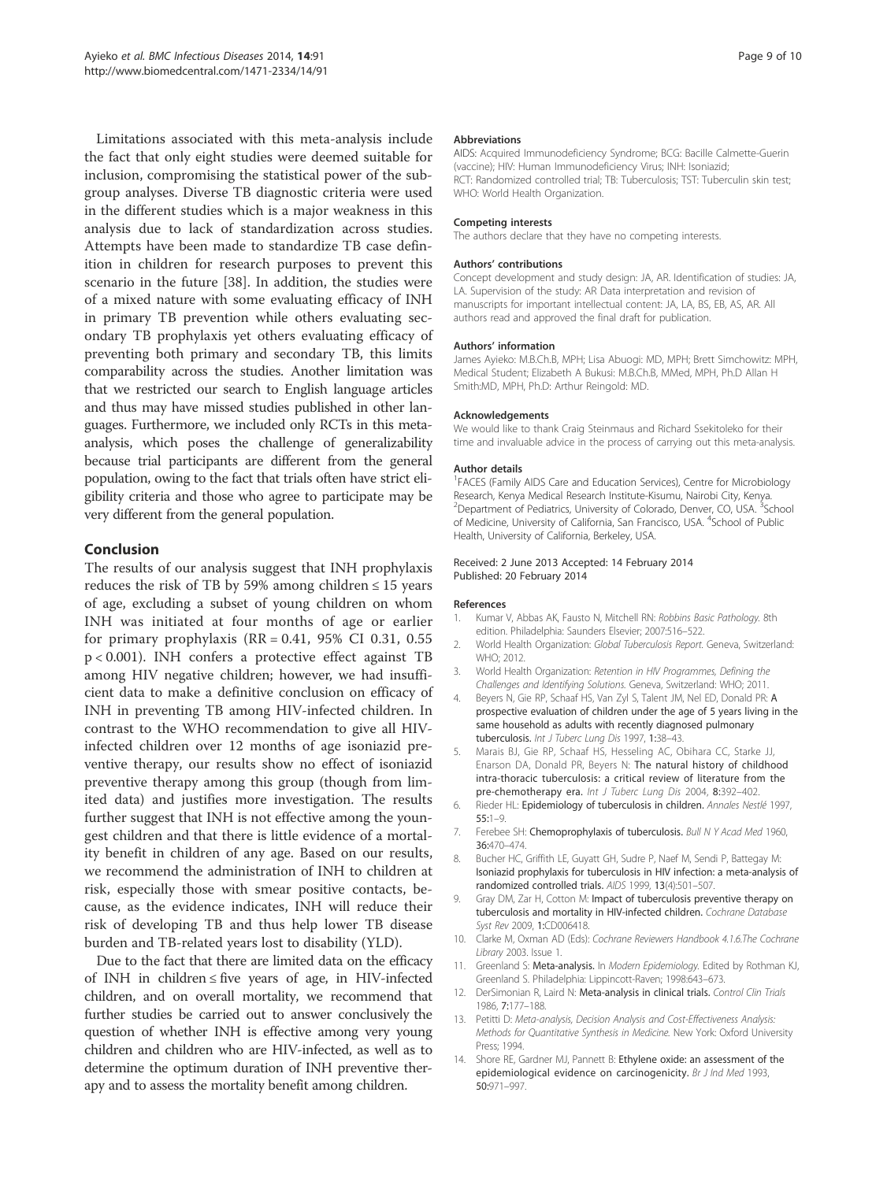Limitations associated with this meta-analysis include the fact that only eight studies were deemed suitable for inclusion, compromising the statistical power of the subgroup analyses. Diverse TB diagnostic criteria were used in the different studies which is a major weakness in this analysis due to lack of standardization across studies. Attempts have been made to standardize TB case definition in children for research purposes to prevent this scenario in the future [38]. In addition, the studies were of a mixed nature with some evaluating efficacy of INH in primary TB prevention while others evaluating secondary TB prophylaxis yet others evaluating efficacy of preventing both primary and secondary TB, this limits comparability across the studies. Another limitation was that we restricted our search to English language articles and thus may have missed studies published in other languages. Furthermore, we included only RCTs in this meta-analysis, which poses the challenge of generalizability because trial participants are different from the general population, owing to the fact that trials often have strict eligibility criteria and those who agree to participate may be very different from the general population.

## Conclusion

The results of our analysis suggest that INH prophylaxis reduces the risk of TB by 59% among children ≤ 15 years of age, excluding a subset of young children on whom INH was initiated at four months of age or earlier for primary prophylaxis (RR = 0.41, 95% CI 0.31, 0.55 $p < 0.001$). INH confers a protective effect against TB among HIV negative children; however, we had insufficient data to make a definitive conclusion on efficacy of INH in preventing TB among HIV-infected children. In contrast to the WHO recommendation to give all HIV-infected children over 12 months of age isoniazid preventive therapy, our results show no effect of isoniazid preventive therapy among this group (though from limited data) and justifies more investigation. The results further suggest that INH is not effective among the youngest children and that there is little evidence of a mortality benefit in children of any age. Based on our results, we recommend the administration of INH to children at risk, especially those with smear positive contacts, because, as the evidence indicates, INH will reduce their risk of developing TB and thus help lower TB disease burden and TB-related years lost to disability (YLD).

Due to the fact that there are limited data on the efficacy of INH in children ≤ five years of age, in HIV-infected children, and on overall mortality, we recommend that further studies be carried out to answer conclusively the question of whether INH is effective among very young children and children who are HIV-infected, as well as to determine the optimum duration of INH preventive therapy and to assess the mortality benefit among children.

#### Abbreviations

AIDS: Acquired Immunodeficiency Syndrome; BCG: Bacille Calmette-Guerin (vaccine); HIV: Human Immunodeficiency Virus; INH: Isoniazid; RCT: Randomized controlled trial; TB: Tuberculosis; TST: Tuberculin skin test; WHO: World Health Organization.

#### Competing interests

The authors declare that they have no competing interests.

#### Authors' contributions

Concept development and study design: JA, AR. Identification of studies: JA, LA. Supervision of the study: AR Data interpretation and revision of manuscripts for important intellectual content: JA, LA, BS, EB, AS, AR. All authors read and approved the final draft for publication.

#### Authors' information

James Ayieko: M.B.Ch.B, MPH; Lisa Abuogi: MD, MPH; Brett Simchowitz: MPH, Medical Student; Elizabeth A Bukusi: M.B.Ch.B, MMed, MPH, Ph.D Allan H Smith:MD, MPH, Ph.D: Arthur Reingold: MD.

#### Acknowledgements

We would like to thank Craig Steinmaus and Richard Ssekitoleko for their time and invaluable advice in the process of carrying out this meta-analysis.

#### Author details

[1]FACES (Family AIDS Care and Education Services), Centre for Microbiology Research, Kenya Medical Research Institute-Kisumu, Nairobi City, Kenya. [2]Department of Pediatrics, University of Colorado, Denver, CO, USA. [3]School of Medicine, University of California, San Francisco, USA. [4]School of Public Health, University of California, Berkeley, USA.

Received: 2 June 2013 Accepted: 14 February 2014
Published: 20 February 2014

#### References

1. Kumar V, Abbas AK, Fausto N, Mitchell RN: *Robbins Basic Pathology*. 8th edition. Philadelphia: Saunders Elsevier; 2007:516–522.
2. World Health Organization: *Global Tuberculosis Report*. Geneva, Switzerland: WHO; 2012.
3. World Health Organization: *Retention in HIV Programmes, Defining the Challenges and Identifying Solutions*. Geneva, Switzerland: WHO; 2011.
4. Beyers N, Gie RP, Schaaf HS, Van Zyl S, Talent JM, Nel ED, Donald PR: **A prospective evaluation of children under the age of 5 years living in the same household as adults with recently diagnosed pulmonary tuberculosis.** *Int J Tuberc Lung Dis* 1997, **1**:38–43.
5. Marais BJ, Gie RP, Schaaf HS, Hesseling AC, Obihara CC, Starke JJ, Enarson DA, Donald PR, Beyers N: **The natural history of childhood intra-thoracic tuberculosis: a critical review of literature from the pre-chemotherapy era.** *Int J Tuberc Lung Dis* 2004, **8**:392–402.
6. Rieder HL: **Epidemiology of tuberculosis in children.** *Annales Nestlé* 1997, **55**:1–9.
7. Ferebee SH: **Chemoprophylaxis of tuberculosis.** *Bull N Y Acad Med* 1960, **36**:470–474.
8. Bucher HC, Griffith LE, Guyatt GH, Sudre P, Naef M, Sendi P, Battegay M: **Isoniazid prophylaxis for tuberculosis in HIV infection: a meta-analysis of randomized controlled trials.** *AIDS* 1999, **13**(4):501–507.
9. Gray DM, Zar H, Cotton M: **Impact of tuberculosis preventive therapy on tuberculosis and mortality in HIV-infected children.** *Cochrane Database Syst Rev* 2009, **1**:CD006418.
10. Clarke M, Oxman AD (Eds): *Cochrane Reviewers Handbook 4.1.6.The Cochrane Library* 2003. Issue 1.
11. Greenland S: **Meta-analysis.** In *Modern Epidemiology*. Edited by Rothman KJ, Greenland S. Philadelphia: Lippincott-Raven; 1998:643–673.
12. DerSimonian R, Laird N: **Meta-analysis in clinical trials.** *Control Clin Trials* 1986, **7**:177–188.
13. Petitti D: *Meta-analysis, Decision Analysis and Cost-Effectiveness Analysis: Methods for Quantitative Synthesis in Medicine*. New York: Oxford University Press; 1994.
14. Shore RE, Gardner MJ, Pannett B: **Ethylene oxide: an assessment of the epidemiological evidence on carcinogenicity.** *Br J Ind Med* 1993, **50**:971–997.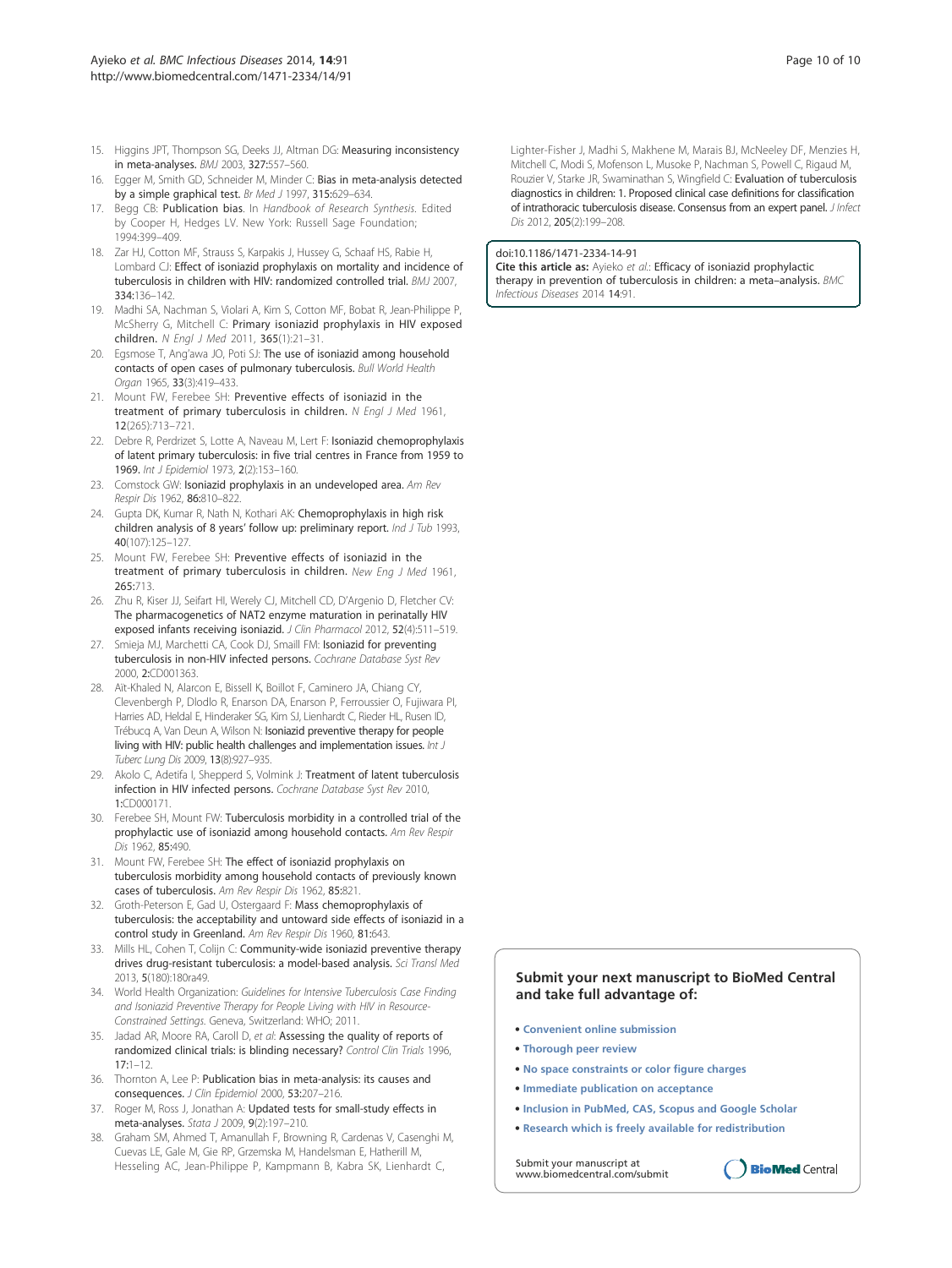15. Higgins JPT, Thompson SG, Deeks JJ, Altman DG: **Measuring inconsistency in meta-analyses.** *BMJ* 2003, **327:**557–560.
16. Egger M, Smith GD, Schneider M, Minder C: **Bias in meta-analysis detected by a simple graphical test.** *Br Med J* 1997, **315:**629–634.
17. Begg CB: **Publication bias.** In *Handbook of Research Synthesis*. Edited by Cooper H, Hedges LV. New York: Russell Sage Foundation; 1994:399–409.
18. Zar HJ, Cotton MF, Strauss S, Karpakis J, Hussey G, Schaaf HS, Rabie H, Lombard CJ: **Effect of isoniazid prophylaxis on mortality and incidence of tuberculosis in children with HIV: randomized controlled trial.** *BMJ* 2007, **334:**136–142.
19. Madhi SA, Nachman S, Violari A, Kim S, Cotton MF, Bobat R, Jean-Philippe P, McSherry G, Mitchell C: **Primary isoniazid prophylaxis in HIV exposed children.** *N Engl J Med* 2011, **365**(1):21–31.
20. Egsmose T, Ang'awa JO, Poti SJ: **The use of isoniazid among household contacts of open cases of pulmonary tuberculosis.** *Bull World Health Organ* 1965, **33**(3):419–433.
21. Mount FW, Ferebee SH: **Preventive effects of isoniazid in the treatment of primary tuberculosis in children.** *N Engl J Med* 1961, **12**(265):713–721.
22. Debre R, Perdrizet S, Lotte A, Naveau M, Lert F: **Isoniazid chemoprophylaxis of latent primary tuberculosis: in five trial centres in France from 1959 to 1969.** *Int J Epidemiol* 1973, **2**(2):153–160.
23. Comstock GW: **Isoniazid prophylaxis in an undeveloped area.** *Am Rev Respir Dis* 1962, **86:**810–822.
24. Gupta DK, Kumar R, Nath N, Kothari AK: **Chemoprophylaxis in high risk children analysis of 8 years' follow up: preliminary report.** *Ind J Tub* 1993, **40**(107):125–127.
25. Mount FW, Ferebee SH: **Preventive effects of isoniazid in the treatment of primary tuberculosis in children.** *New Eng J Med* 1961, **265:**713.
26. Zhu R, Kiser JJ, Seifart HI, Werely CJ, Mitchell CD, D'Argenio D, Fletcher CV: **The pharmacogenetics of NAT2 enzyme maturation in perinatally HIV exposed infants receiving isoniazid.** *J Clin Pharmacol* 2012, **52**(4):511–519.
27. Smieja MJ, Marchetti CA, Cook DJ, Smaill FM: **Isoniazid for preventing tuberculosis in non-HIV infected persons.** *Cochrane Database Syst Rev* 2000, **2:**CD001363.
28. Aït-Khaled N, Alarcon E, Bissell K, Boillot F, Caminero JA, Chiang CY, Clevenbergh P, Dlodlo R, Enarson DA, Enarson P, Ferroussier O, Fujiwara PI, Harries AD, Heldal E, Hinderaker SG, Kim SJ, Lienhardt C, Rieder HL, Rusen ID, Trébucq A, Van Deun A, Wilson N: **Isoniazid preventive therapy for people living with HIV: public health challenges and implementation issues.** *Int J Tuberc Lung Dis* 2009, **13**(8):927–935.
29. Akolo C, Adetifa I, Shepperd S, Volmink J: **Treatment of latent tuberculosis infection in HIV infected persons.** *Cochrane Database Syst Rev* 2010, **1:**CD000171.
30. Ferebee SH, Mount FW: **Tuberculosis morbidity in a controlled trial of the prophylactic use of isoniazid among household contacts.** *Am Rev Respir Dis* 1962, **85:**490.
31. Mount FW, Ferebee SH: **The effect of isoniazid prophylaxis on tuberculosis morbidity among household contacts of previously known cases of tuberculosis.** *Am Rev Respir Dis* 1962, **85:**821.
32. Groth-Peterson E, Gad U, Ostergaard F: **Mass chemoprophylaxis of tuberculosis: the acceptability and untoward side effects of isoniazid in a control study in Greenland.** *Am Rev Respir Dis* 1960, **81:**643.
33. Mills HL, Cohen T, Colijn C: **Community-wide isoniazid preventive therapy drives drug-resistant tuberculosis: a model-based analysis.** *Sci Transl Med* 2013, **5**(180):180ra49.
34. World Health Organization: *Guidelines for Intensive Tuberculosis Case Finding and Isoniazid Preventive Therapy for People Living with HIV in Resource-Constrained Settings.* Geneva, Switzerland: WHO; 2011.
35. Jadad AR, Moore RA, Caroll D, *et al*: **Assessing the quality of reports of randomized clinical trials: is blinding necessary?** *Control Clin Trials* 1996, **17:**1–12.
36. Thornton A, Lee P: **Publication bias in meta-analysis: its causes and consequences.** *J Clin Epidemiol* 2000, **53:**207–216.
37. Roger M, Ross J, Jonathan A: **Updated tests for small-study effects in meta-analyses.** *Stata J* 2009, **9**(2):197–210.
38. Graham SM, Ahmed T, Amanullah F, Browning R, Cardenas V, Casenghi M, Cuevas LE, Gale M, Gie RP, Grzemska M, Handelsman E, Hatherill M, Hesseling AC, Jean-Philippe P, Kampmann B, Kabra SK, Lienhardt C, Lighter-Fisher J, Madhi S, Makhene M, Marais BJ, McNeeley DF, Menzies H, Mitchell C, Modi S, Mofenson L, Musoke P, Nachman S, Powell C, Rigaud M, Rouzier V, Starke JR, Swaminathan S, Wingfield C: **Evaluation of tuberculosis diagnostics in children: 1. Proposed clinical case definitions for classification of intrathoracic tuberculosis disease. Consensus from an expert panel.** *J Infect Dis* 2012, **205**(2):199–208.

doi:10.1186/1471-2334-14-91

**Cite this article as:** Ayieko *et al.*: Efficacy of isoniazid prophylactic therapy in prevention of tuberculosis in children: a meta–analysis. *BMC Infectious Diseases* 2014 **14**:91.

**Submit your next manuscript to BioMed Central and take full advantage of:**

- **Convenient online submission**
- **Thorough peer review**
- **No space constraints or color figure charges**
- **Immediate publication on acceptance**
- **Inclusion in PubMed, CAS, Scopus and Google Scholar**
- **Research which is freely available for redistribution**

Submit your manuscript at
www.biomedcentral.com/submit